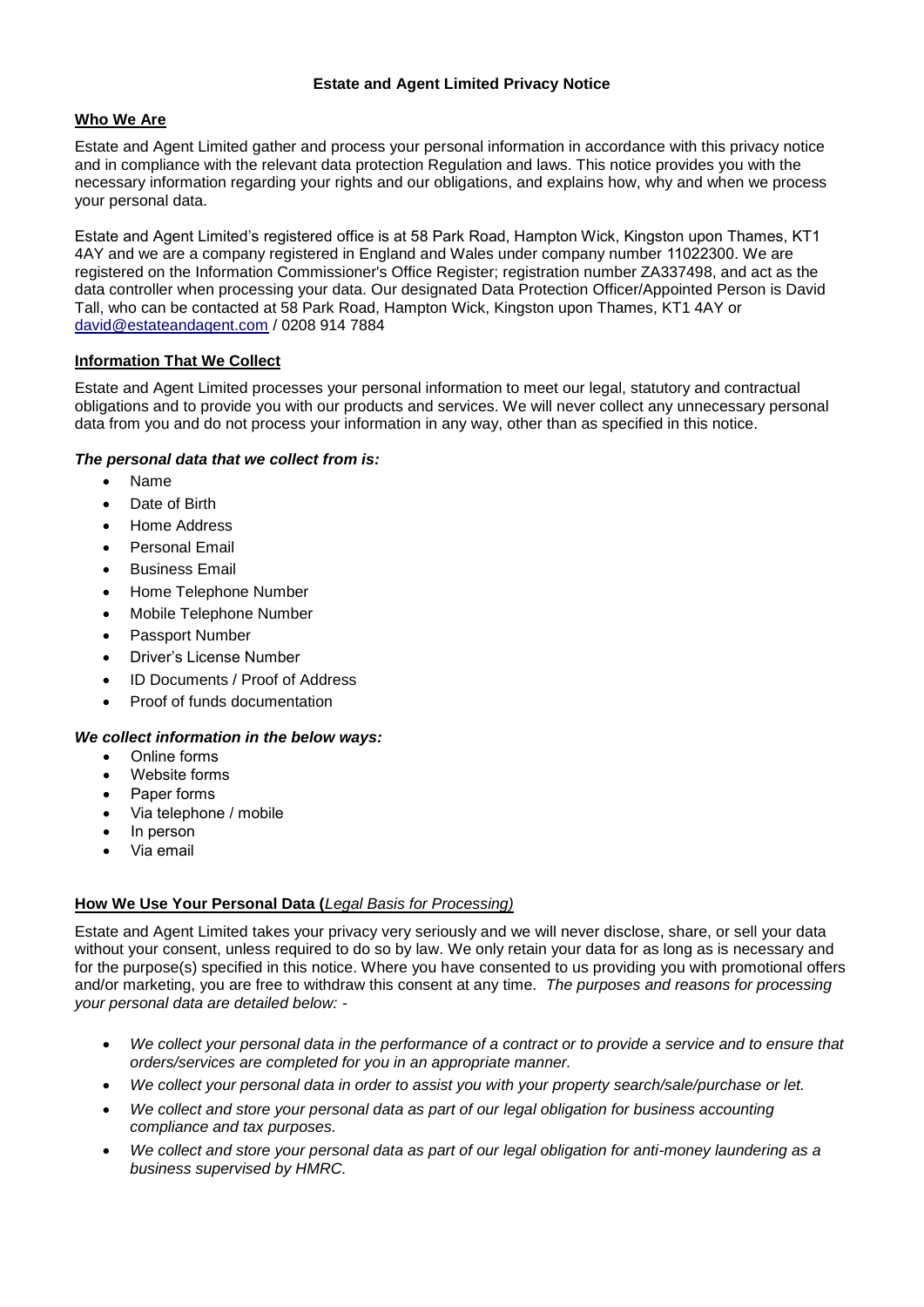# Estate and Agent Limited Privacy Notice

## Who We Are

Estate and Agent Limited gather and process your personal information in accordance with this privacy notice and in compliance with the relevant data protection Regulation and laws. This notice provides you with the necessary information regarding your rights and our obligations, and explains how, why and when we process your personal data.

Estate and Agent Limited's registered office is at 58 Park Road, Hampton Wick, Kingston upon Thames, KT1 4AY and we are a company registered in England and Wales under company number 11022300. We are registered on the Information Commissioner's Office Register; registration number ZA337498, and act as the data controller when processing your data. Our designated Data Protection Officer/Appointed Person is David Tall, who can be contacted at 58 Park Road, Hampton Wick, Kingston upon Thames, KT1 4AY or david@estateandagent.com / 0208 914 7884

## Information That We Collect

Estate and Agent Limited processes your personal information to meet our legal, statutory and contractual obligations and to provide you with our products and services. We will never collect any unnecessary personal data from you and do not process your information in any way, other than as specified in this notice.

***The personal data that we collect from is:***

- Name
- Date of Birth
- Home Address
- Personal Email
- Business Email
- Home Telephone Number
- Mobile Telephone Number
- Passport Number
- Driver's License Number
- ID Documents / Proof of Address
- Proof of funds documentation

***We collect information in the below ways:***

- Online forms
- Website forms
- Paper forms
- Via telephone / mobile
- In person
- Via email

## How We Use Your Personal Data (*Legal Basis for Processing)*

Estate and Agent Limited takes your privacy very seriously and we will never disclose, share, or sell your data without your consent, unless required to do so by law. We only retain your data for as long as is necessary and for the purpose(s) specified in this notice. Where you have consented to us providing you with promotional offers and/or marketing, you are free to withdraw this consent at any time. *The purposes and reasons for processing your personal data are detailed below:* -

- *We collect your personal data in the performance of a contract or to provide a service and to ensure that orders/services are completed for you in an appropriate manner.*
- *We collect your personal data in order to assist you with your property search/sale/purchase or let.*
- *We collect and store your personal data as part of our legal obligation for business accounting compliance and tax purposes.*
- *We collect and store your personal data as part of our legal obligation for anti-money laundering as a business supervised by HMRC.*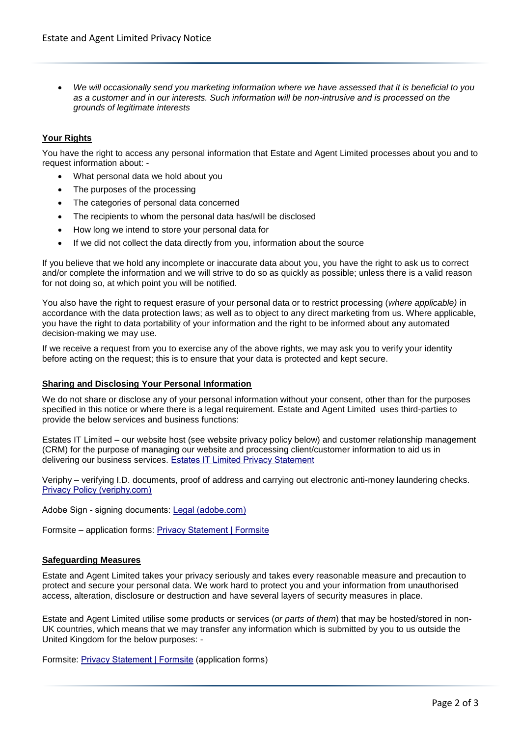- *We will occasionally send you marketing information where we have assessed that it is beneficial to you as a customer and in our interests. Such information will be non-intrusive and is processed on the grounds of legitimate interests*

## Your Rights

You have the right to access any personal information that Estate and Agent Limited processes about you and to request information about: -

- What personal data we hold about you
- The purposes of the processing
- The categories of personal data concerned
- The recipients to whom the personal data has/will be disclosed
- How long we intend to store your personal data for
- If we did not collect the data directly from you, information about the source

If you believe that we hold any incomplete or inaccurate data about you, you have the right to ask us to correct and/or complete the information and we will strive to do so as quickly as possible; unless there is a valid reason for not doing so, at which point you will be notified.

You also have the right to request erasure of your personal data or to restrict processing (*where applicable)* in accordance with the data protection laws; as well as to object to any direct marketing from us. Where applicable, you have the right to data portability of your information and the right to be informed about any automated decision-making we may use.

If we receive a request from you to exercise any of the above rights, we may ask you to verify your identity before acting on the request; this is to ensure that your data is protected and kept secure.

## Sharing and Disclosing Your Personal Information

We do not share or disclose any of your personal information without your consent, other than for the purposes specified in this notice or where there is a legal requirement. Estate and Agent Limited uses third-parties to provide the below services and business functions:

Estates IT Limited – our website host (see website privacy policy below) and customer relationship management (CRM) for the purpose of managing our website and processing client/customer information to aid us in delivering our business services. Estates IT Limited Privacy Statement

Veriphy – verifying I.D. documents, proof of address and carrying out electronic anti-money laundering checks. Privacy Policy (veriphy.com)

Adobe Sign - signing documents: Legal (adobe.com)

Formsite – application forms: Privacy Statement | Formsite

## Safeguarding Measures

Estate and Agent Limited takes your privacy seriously and takes every reasonable measure and precaution to protect and secure your personal data. We work hard to protect you and your information from unauthorised access, alteration, disclosure or destruction and have several layers of security measures in place.

Estate and Agent Limited utilise some products or services (*or parts of them*) that may be hosted/stored in non-UK countries, which means that we may transfer any information which is submitted by you to us outside the United Kingdom for the below purposes: -

Formsite: Privacy Statement | Formsite (application forms)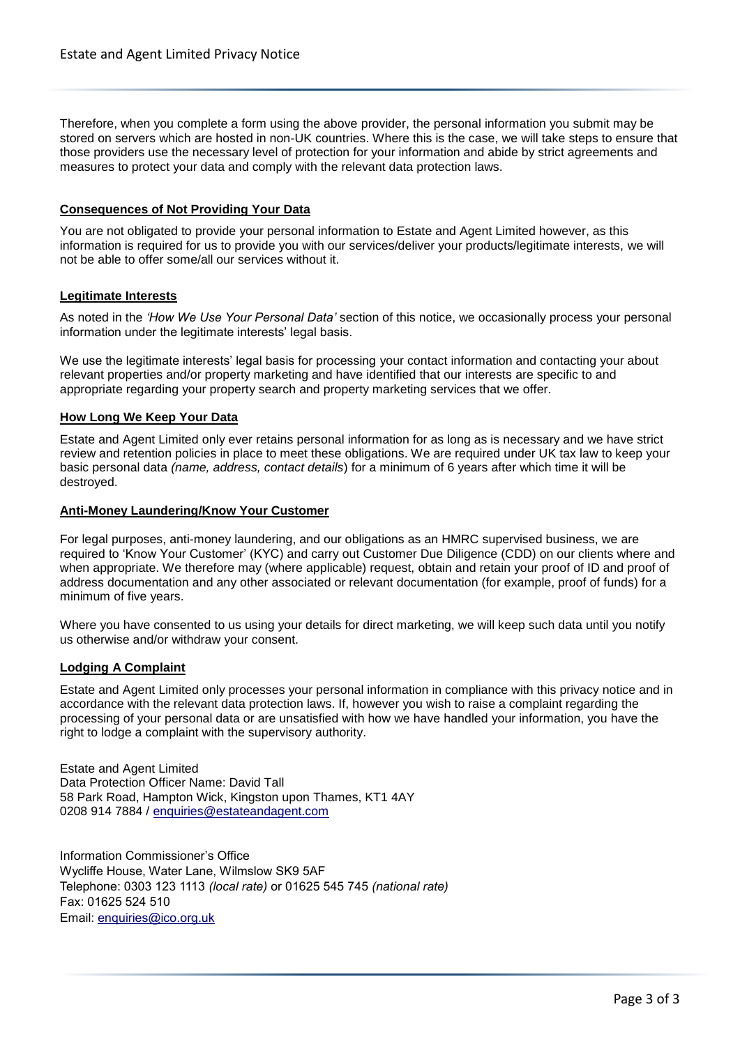Therefore, when you complete a form using the above provider, the personal information you submit may be stored on servers which are hosted in non-UK countries. Where this is the case, we will take steps to ensure that those providers use the necessary level of protection for your information and abide by strict agreements and measures to protect your data and comply with the relevant data protection laws.

**Consequences of Not Providing Your Data**

You are not obligated to provide your personal information to Estate and Agent Limited however, as this information is required for us to provide you with our services/deliver your products/legitimate interests, we will not be able to offer some/all our services without it.

**Legitimate Interests**

As noted in the *'How We Use Your Personal Data'* section of this notice, we occasionally process your personal information under the legitimate interests' legal basis.

We use the legitimate interests' legal basis for processing your contact information and contacting your about relevant properties and/or property marketing and have identified that our interests are specific to and appropriate regarding your property search and property marketing services that we offer.

**How Long We Keep Your Data**

Estate and Agent Limited only ever retains personal information for as long as is necessary and we have strict review and retention policies in place to meet these obligations. We are required under UK tax law to keep your basic personal data *(name, address, contact details*) for a minimum of 6 years after which time it will be destroyed.

**Anti-Money Laundering/Know Your Customer**

For legal purposes, anti-money laundering, and our obligations as an HMRC supervised business, we are required to 'Know Your Customer' (KYC) and carry out Customer Due Diligence (CDD) on our clients where and when appropriate. We therefore may (where applicable) request, obtain and retain your proof of ID and proof of address documentation and any other associated or relevant documentation (for example, proof of funds) for a minimum of five years.

Where you have consented to us using your details for direct marketing, we will keep such data until you notify us otherwise and/or withdraw your consent.

**Lodging A Complaint**

Estate and Agent Limited only processes your personal information in compliance with this privacy notice and in accordance with the relevant data protection laws. If, however you wish to raise a complaint regarding the processing of your personal data or are unsatisfied with how we have handled your information, you have the right to lodge a complaint with the supervisory authority.

Estate and Agent Limited
Data Protection Officer Name: David Tall
58 Park Road, Hampton Wick, Kingston upon Thames, KT1 4AY
0208 914 7884 / enquiries@estateandagent.com

Information Commissioner's Office
Wycliffe House, Water Lane, Wilmslow SK9 5AF
Telephone: 0303 123 1113 *(local rate)* or 01625 545 745 *(national rate)*
Fax: 01625 524 510
Email: enquiries@ico.org.uk